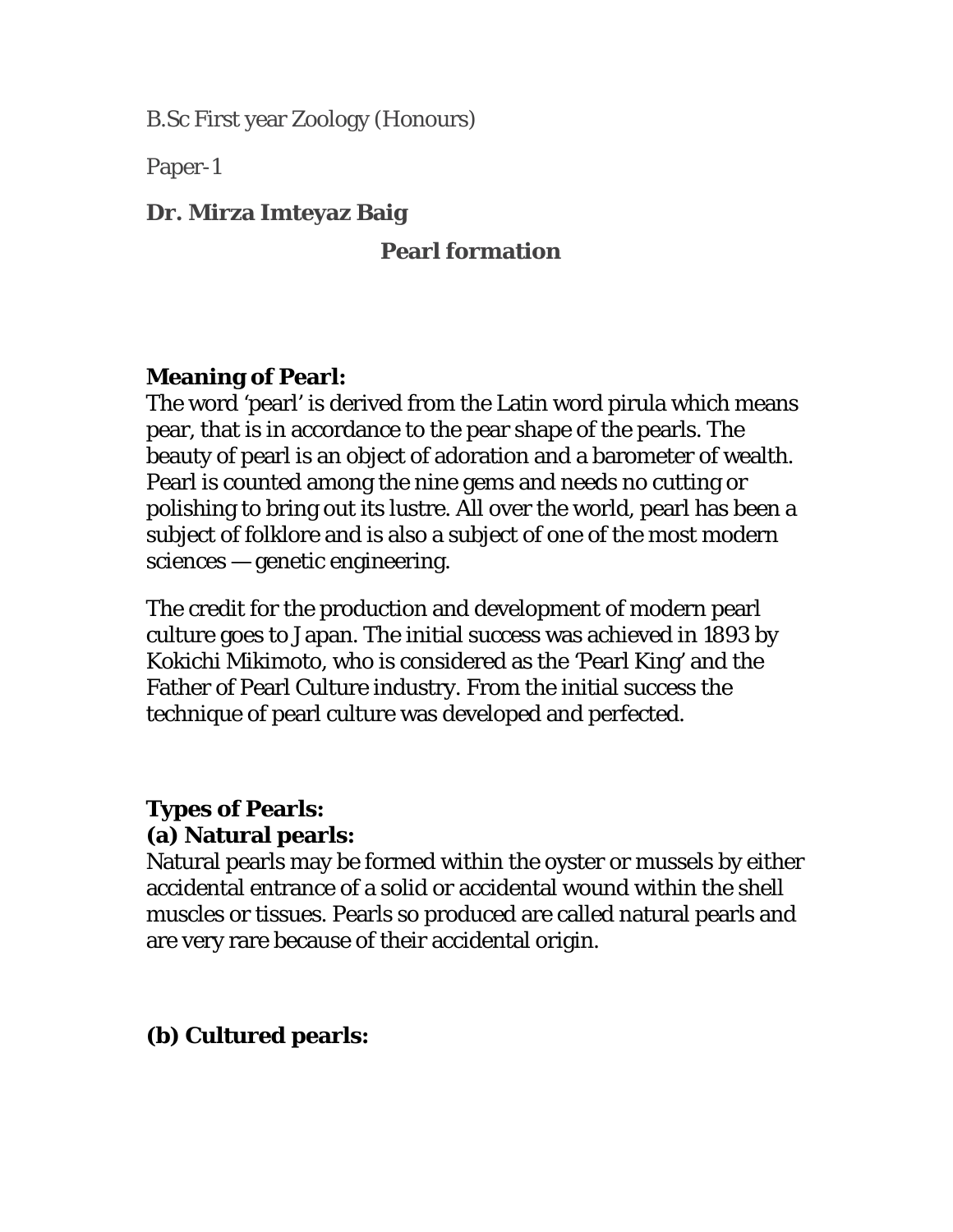B.Sc First year Zoology (Honours)

Paper-1

**Dr. Mirza Imteyaz Baig**

# Pearl formation

## Meaning of Pearl:

The word 'pearl' is derived from the Latin word pirula which means pear, that is in accordance to the pear shape of the pearls. The beauty of pearl is an object of adoration and a barometer of wealth. Pearl is counted among the nine gems and needs no cutting or polishing to bring out its lustre. All over the world, pearl has been a subject of folklore and is also a subject of one of the most modern sciences — genetic engineering.

The credit for the production and development of modern pearl culture goes to Japan. The initial success was achieved in 1893 by Kokichi Mikimoto, who is considered as the 'Pearl King' and the Father of Pearl Culture industry. From the initial success the technique of pearl culture was developed and perfected.

## Types of Pearls:

### (a) Natural pearls:

Natural pearls may be formed within the oyster or mussels by either accidental entrance of a solid or accidental wound within the shell muscles or tissues. Pearls so produced are called natural pearls and are very rare because of their accidental origin.

### (b) Cultured pearls: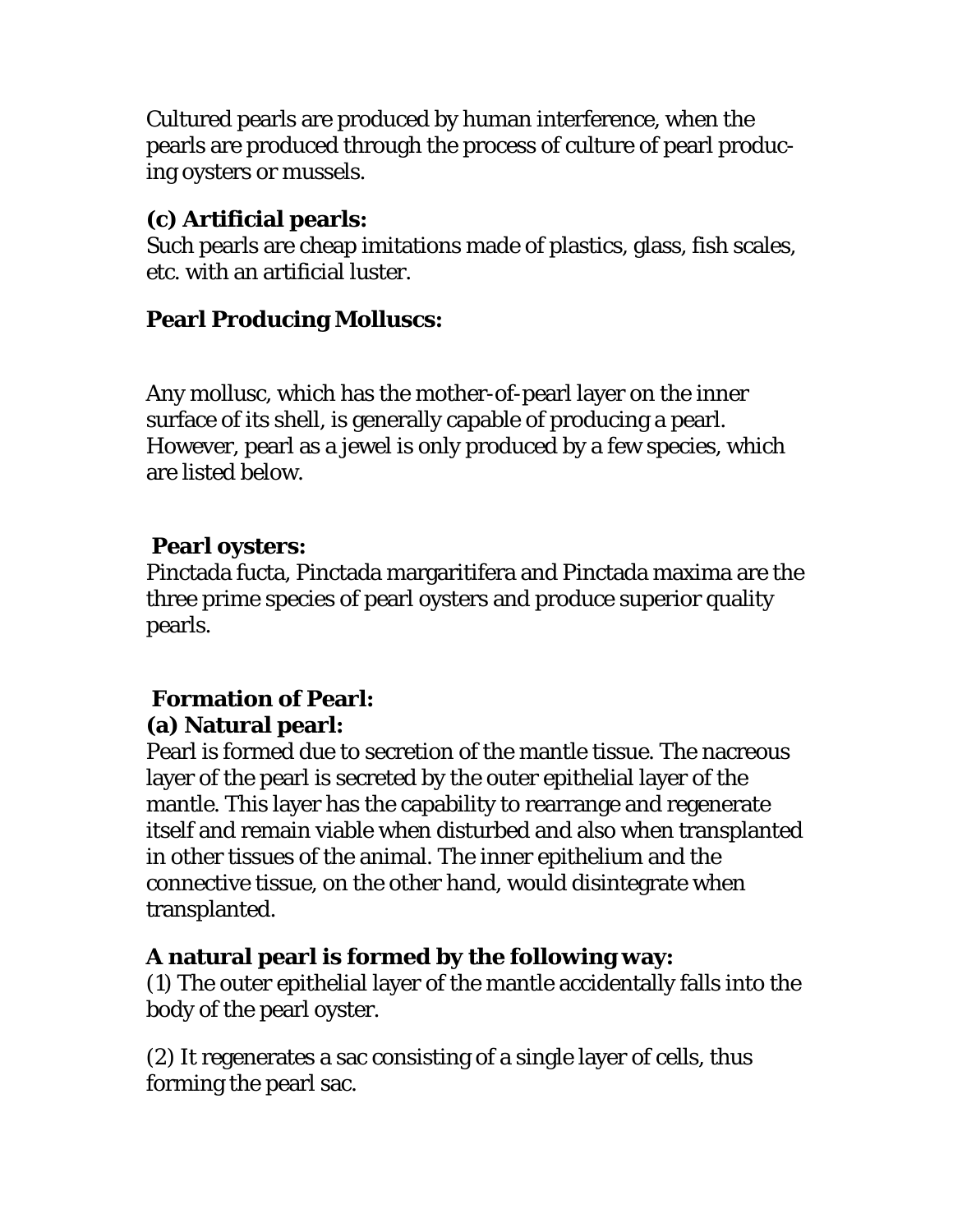Cultured pearls are produced by human interference, when the pearls are produced through the process of culture of pearl producing oysters or mussels.

**(c) Artificial pearls:**
Such pearls are cheap imitations made of plastics, glass, fish scales, etc. with an artificial luster.

**Pearl Producing Molluscs:**

Any mollusc, which has the mother-of-pearl layer on the inner surface of its shell, is generally capable of producing a pearl. However, pearl as a jewel is only produced by a few species, which are listed below.

**Pearl oysters:**
Pinctada fucta, Pinctada margaritifera and Pinctada maxima are the three prime species of pearl oysters and produce superior quality pearls.

**Formation of Pearl:**

**(a) Natural pearl:**
Pearl is formed due to secretion of the mantle tissue. The nacreous layer of the pearl is secreted by the outer epithelial layer of the mantle. This layer has the capability to rearrange and regenerate itself and remain viable when disturbed and also when transplanted in other tissues of the animal. The inner epithelium and the connective tissue, on the other hand, would disintegrate when transplanted.

**A natural pearl is formed by the following way:**

(1) The outer epithelial layer of the mantle accidentally falls into the body of the pearl oyster.

(2) It regenerates a sac consisting of a single layer of cells, thus forming the pearl sac.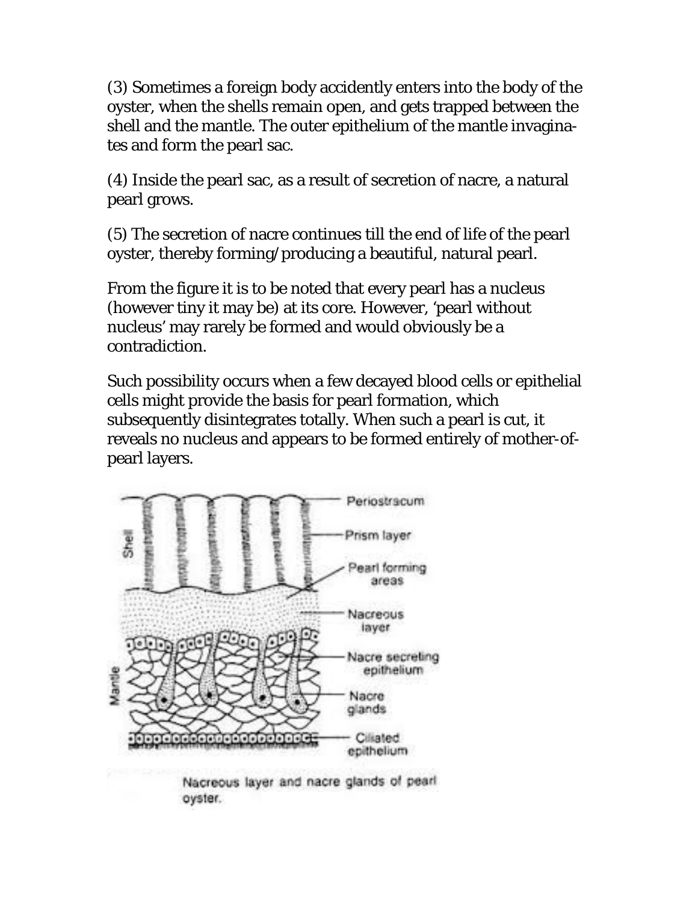(3) Sometimes a foreign body accidently enters into the body of the oyster, when the shells remain open, and gets trapped between the shell and the mantle. The outer epithelium of the mantle invaginates and form the pearl sac.

(4) Inside the pearl sac, as a result of secretion of nacre, a natural pearl grows.

(5) The secretion of nacre continues till the end of life of the pearl oyster, thereby forming/producing a beautiful, natural pearl.

From the figure it is to be noted that every pearl has a nucleus (however tiny it may be) at its core. However, 'pearl without nucleus' may rarely be formed and would obviously be a contradiction.

Such possibility occurs when a few decayed blood cells or epithelial cells might provide the basis for pearl formation, which subsequently disintegrates totally. When such a pearl is cut, it reveals no nucleus and appears to be formed entirely of mother-of-pearl layers.

Shell — Periostracum — Prism layer — Pearl forming areas — Nacreous layer

Mantle — Nacre secreting epithelium — Nacre glands — Ciliated epithelium

Nacreous layer and nacre glands of pearl oyster.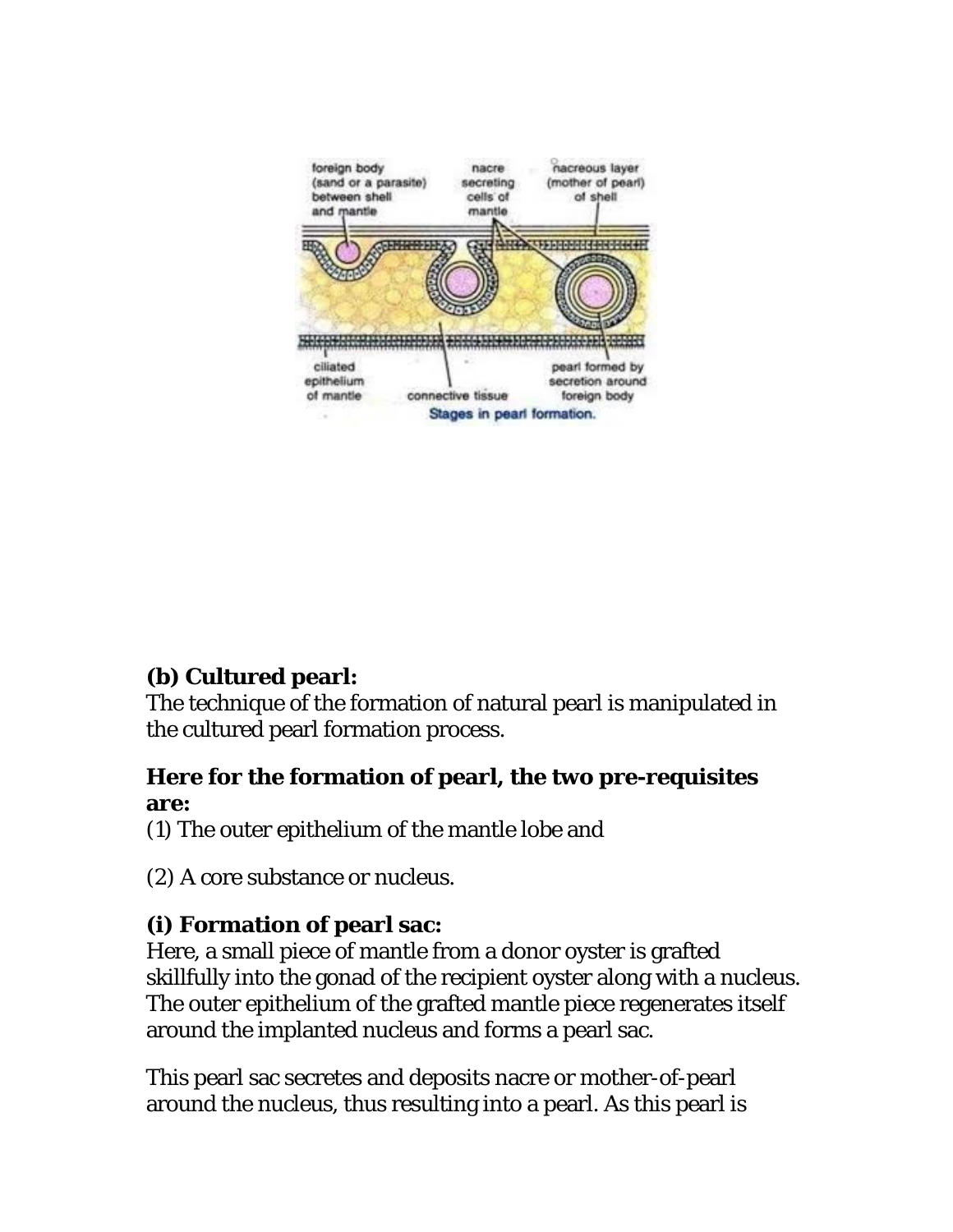**(b) Cultured pearl:**

The technique of the formation of natural pearl is manipulated in the cultured pearl formation process.

**Here for the formation of pearl, the two pre-requisites are:**

(1) The outer epithelium of the mantle lobe and

(2) A core substance or nucleus.

**(i) Formation of pearl sac:**

Here, a small piece of mantle from a donor oyster is grafted skillfully into the gonad of the recipient oyster along with a nucleus. The outer epithelium of the grafted mantle piece regenerates itself around the implanted nucleus and forms a pearl sac.

This pearl sac secretes and deposits nacre or mother-of-pearl around the nucleus, thus resulting into a pearl. As this pearl is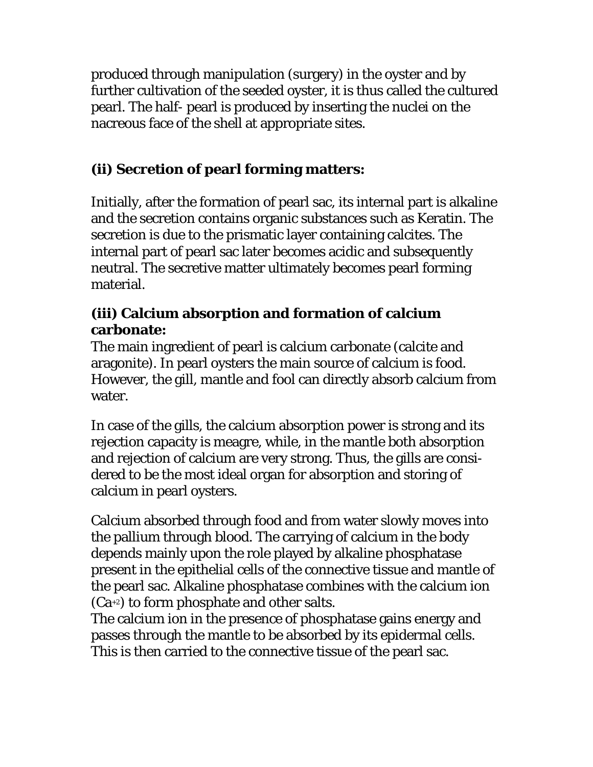produced through manipulation (surgery) in the oyster and by further cultivation of the seeded oyster, it is thus called the cultured pearl. The half- pearl is produced by inserting the nuclei on the nacreous face of the shell at appropriate sites.

### (ii) Secretion of pearl forming matters:

Initially, after the formation of pearl sac, its internal part is alkaline and the secretion contains organic substances such as Keratin. The secretion is due to the prismatic layer containing calcites. The internal part of pearl sac later becomes acidic and subsequently neutral. The secretive matter ultimately becomes pearl forming material.

### (iii) Calcium absorption and formation of calcium carbonate:

The main ingredient of pearl is calcium carbonate (calcite and aragonite). In pearl oysters the main source of calcium is food. However, the gill, mantle and fool can directly absorb calcium from water.

In case of the gills, the calcium absorption power is strong and its rejection capacity is meagre, while, in the mantle both absorption and rejection of calcium are very strong. Thus, the gills are considered to be the most ideal organ for absorption and storing of calcium in pearl oysters.

Calcium absorbed through food and from water slowly moves into the pallium through blood. The carrying of calcium in the body depends mainly upon the role played by alkaline phosphatase present in the epithelial cells of the connective tissue and mantle of the pearl sac. Alkaline phosphatase combines with the calcium ion ($Ca^{+2}$) to form phosphate and other salts.
The calcium ion in the presence of phosphatase gains energy and passes through the mantle to be absorbed by its epidermal cells. This is then carried to the connective tissue of the pearl sac.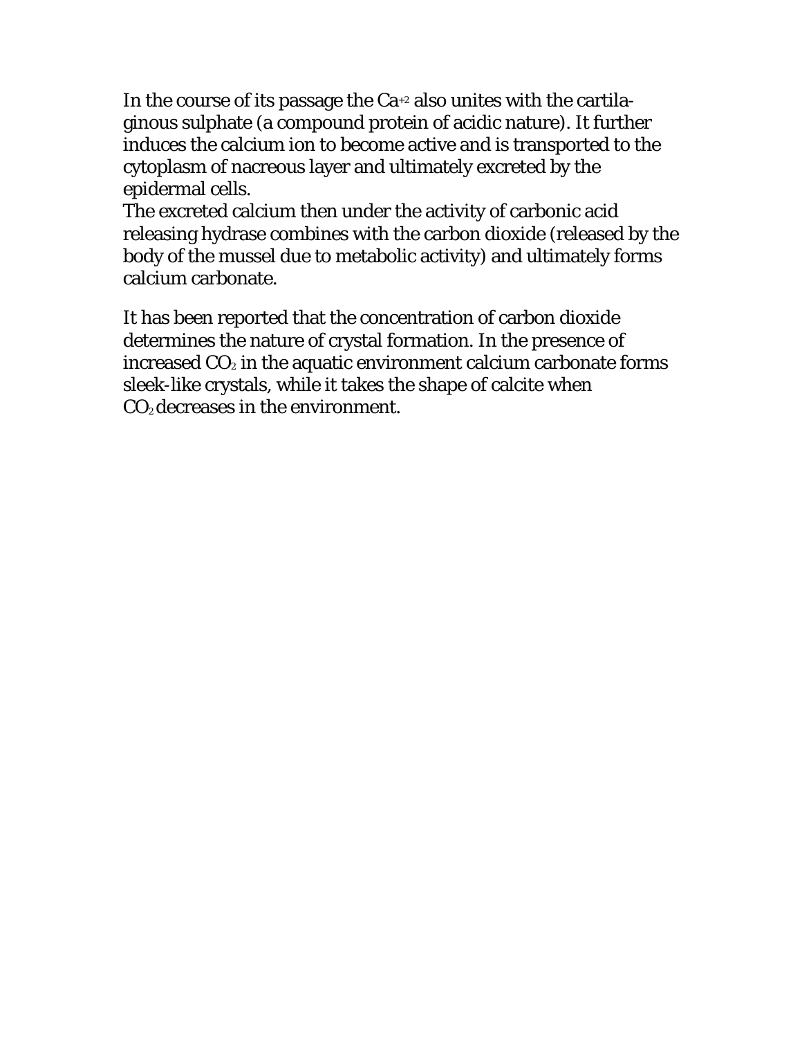In the course of its passage the $Ca^{+2}$ also unites with the cartilaginous sulphate (a compound protein of acidic nature). It further induces the calcium ion to become active and is transported to the cytoplasm of nacreous layer and ultimately excreted by the epidermal cells.
The excreted calcium then under the activity of carbonic acid releasing hydrase combines with the carbon dioxide (released by the body of the mussel due to metabolic activity) and ultimately forms calcium carbonate.

It has been reported that the concentration of carbon dioxide determines the nature of crystal formation. In the presence of increased $CO_2$ in the aquatic environment calcium carbonate forms sleek-like crystals, while it takes the shape of calcite when $CO_2$ decreases in the environment.